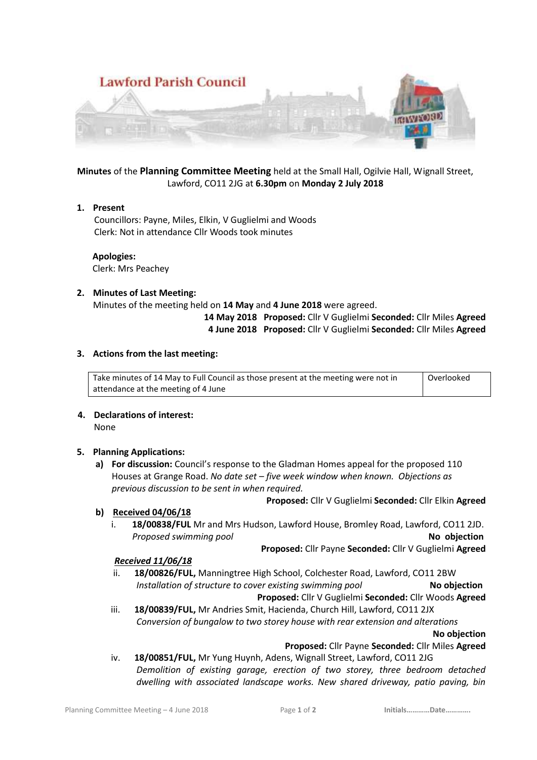**Lawford Parish Council**

**Minutes** of the **Planning Committee Meeting** held at the Small Hall, Ogilvie Hall, Wignall Street, Lawford, CO11 2JG at **6.30pm** on **Monday 2 July 2018**

1. **Present**
   Councillors: Payne, Miles, Elkin, V Guglielmi and Woods
   Clerk: Not in attendance Cllr Woods took minutes

   **Apologies:**
   Clerk: Mrs Peachey

2. **Minutes of Last Meeting:**
   Minutes of the meeting held on **14 May** and **4 June 2018** were agreed.
   **14 May 2018 Proposed:** Cllr V Guglielmi **Seconded:** Cllr Miles **Agreed**
   **4 June 2018 Proposed:** Cllr V Guglielmi **Seconded:** Cllr Miles **Agreed**

3. **Actions from the last meeting:**

| | |
|---|---|
| Take minutes of 14 May to Full Council as those present at the meeting were not in attendance at the meeting of 4 June | Overlooked |

4. **Declarations of interest:**
   None

5. **Planning Applications:**
   a) **For discussion:** Council's response to the Gladman Homes appeal for the proposed 110 Houses at Grange Road. *No date set – five week window when known. Objections as previous discussion to be sent in when required.*
   **Proposed:** Cllr V Guglielmi **Seconded:** Cllr Elkin **Agreed**

   b) **Received 04/06/18**
      i. **18/00838/FUL** Mr and Mrs Hudson, Lawford House, Bromley Road, Lawford, CO11 2JD.
      *Proposed swimming pool* **No objection**
      **Proposed:** Cllr Payne **Seconded:** Cllr V Guglielmi **Agreed**

      ***Received 11/06/18***

      ii. **18/00826/FUL,** Manningtree High School, Colchester Road, Lawford, CO11 2BW
      *Installation of structure to cover existing swimming pool* **No objection**
      **Proposed:** Cllr V Guglielmi **Seconded:** Cllr Woods **Agreed**

      iii. **18/00839/FUL,** Mr Andries Smit, Hacienda, Church Hill, Lawford, CO11 2JX
      *Conversion of bungalow to two storey house with rear extension and alterations*
      **No objection**
      **Proposed:** Cllr Payne **Seconded:** Cllr Miles **Agreed**

      iv. **18/00851/FUL,** Mr Yung Huynh, Adens, Wignall Street, Lawford, CO11 2JG
      *Demolition of existing garage, erection of two storey, three bedroom detached dwelling with associated landscape works. New shared driveway, patio paving, bin*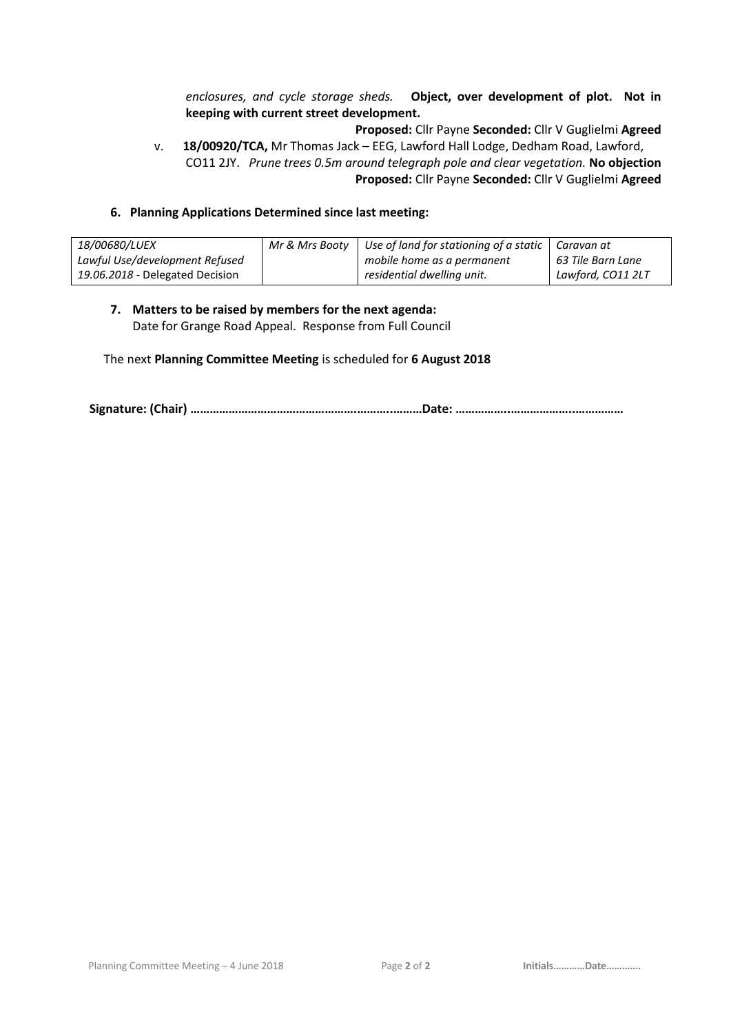*enclosures, and cycle storage sheds.* **Object, over development of plot. Not in keeping with current street development.**

**Proposed:** Cllr Payne **Seconded:** Cllr V Guglielmi **Agreed**

v. **18/00920/TCA,** Mr Thomas Jack – EEG, Lawford Hall Lodge, Dedham Road, Lawford, CO11 2JY. *Prune trees 0.5m around telegraph pole and clear vegetation.* **No objection**

**Proposed:** Cllr Payne **Seconded:** Cllr V Guglielmi **Agreed**

**6. Planning Applications Determined since last meeting:**

| | | | |
|---|---|---|---|
| *18/00680/LUEX Lawful Use/development Refused 19.06.2018* - Delegated Decision | *Mr & Mrs Booty* | *Use of land for stationing of a static mobile home as a permanent residential dwelling unit.* | *Caravan at 63 Tile Barn Lane Lawford, CO11 2LT* |

**7. Matters to be raised by members for the next agenda:**
Date for Grange Road Appeal. Response from Full Council

The next **Planning Committee Meeting** is scheduled for **6 August 2018**

**Signature: (Chair) ……………………………………………….……….………Date: ……………..………………..……………**

Planning Committee Meeting – 4 June 2018

**Initials…………Date………….**